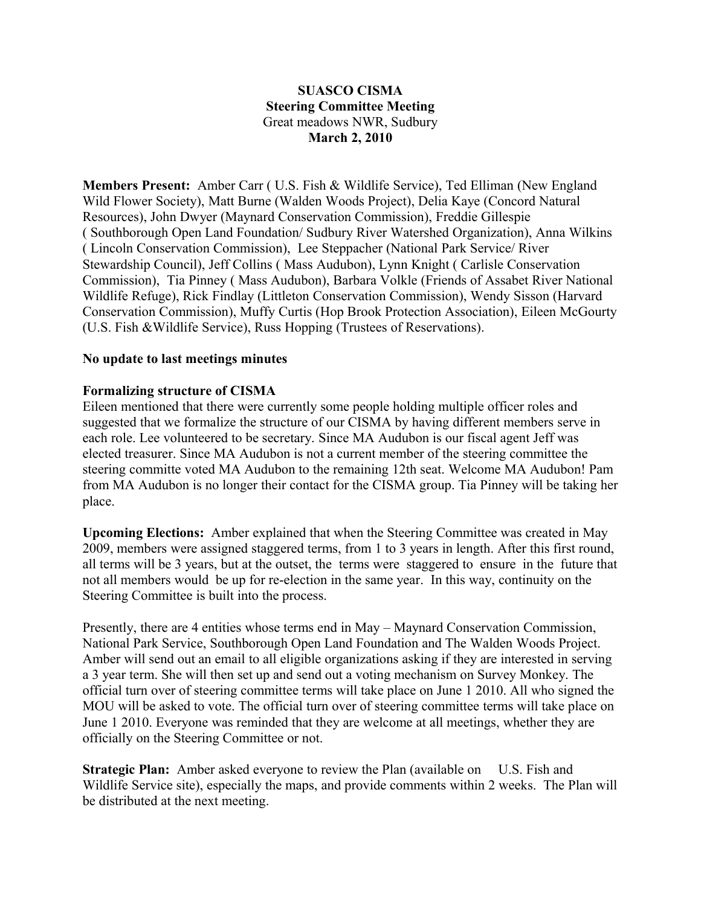**SUASCO CISMA**
**Steering Committee Meeting**
Great meadows NWR, Sudbury
**March 2, 2010**

**Members Present:** Amber Carr ( U.S. Fish & Wildlife Service), Ted Elliman (New England Wild Flower Society), Matt Burne (Walden Woods Project), Delia Kaye (Concord Natural Resources), John Dwyer (Maynard Conservation Commission), Freddie Gillespie ( Southborough Open Land Foundation/ Sudbury River Watershed Organization), Anna Wilkins ( Lincoln Conservation Commission), Lee Steppacher (National Park Service/ River Stewardship Council), Jeff Collins ( Mass Audubon), Lynn Knight ( Carlisle Conservation Commission), Tia Pinney ( Mass Audubon), Barbara Volkle (Friends of Assabet River National Wildlife Refuge), Rick Findlay (Littleton Conservation Commission), Wendy Sisson (Harvard Conservation Commission), Muffy Curtis (Hop Brook Protection Association), Eileen McGourty (U.S. Fish &Wildlife Service), Russ Hopping (Trustees of Reservations).

**No update to last meetings minutes**

**Formalizing structure of CISMA**

Eileen mentioned that there were currently some people holding multiple officer roles and suggested that we formalize the structure of our CISMA by having different members serve in each role. Lee volunteered to be secretary. Since MA Audubon is our fiscal agent Jeff was elected treasurer. Since MA Audubon is not a current member of the steering committee the steering committe voted MA Audubon to the remaining 12th seat. Welcome MA Audubon! Pam from MA Audubon is no longer their contact for the CISMA group. Tia Pinney will be taking her place.

**Upcoming Elections:** Amber explained that when the Steering Committee was created in May 2009, members were assigned staggered terms, from 1 to 3 years in length. After this first round, all terms will be 3 years, but at the outset, the terms were staggered to ensure in the future that not all members would be up for re-election in the same year. In this way, continuity on the Steering Committee is built into the process.

Presently, there are 4 entities whose terms end in May – Maynard Conservation Commission, National Park Service, Southborough Open Land Foundation and The Walden Woods Project. Amber will send out an email to all eligible organizations asking if they are interested in serving a 3 year term. She will then set up and send out a voting mechanism on Survey Monkey. The official turn over of steering committee terms will take place on June 1 2010. All who signed the MOU will be asked to vote. The official turn over of steering committee terms will take place on June 1 2010. Everyone was reminded that they are welcome at all meetings, whether they are officially on the Steering Committee or not.

**Strategic Plan:** Amber asked everyone to review the Plan (available on U.S. Fish and Wildlife Service site), especially the maps, and provide comments within 2 weeks. The Plan will be distributed at the next meeting.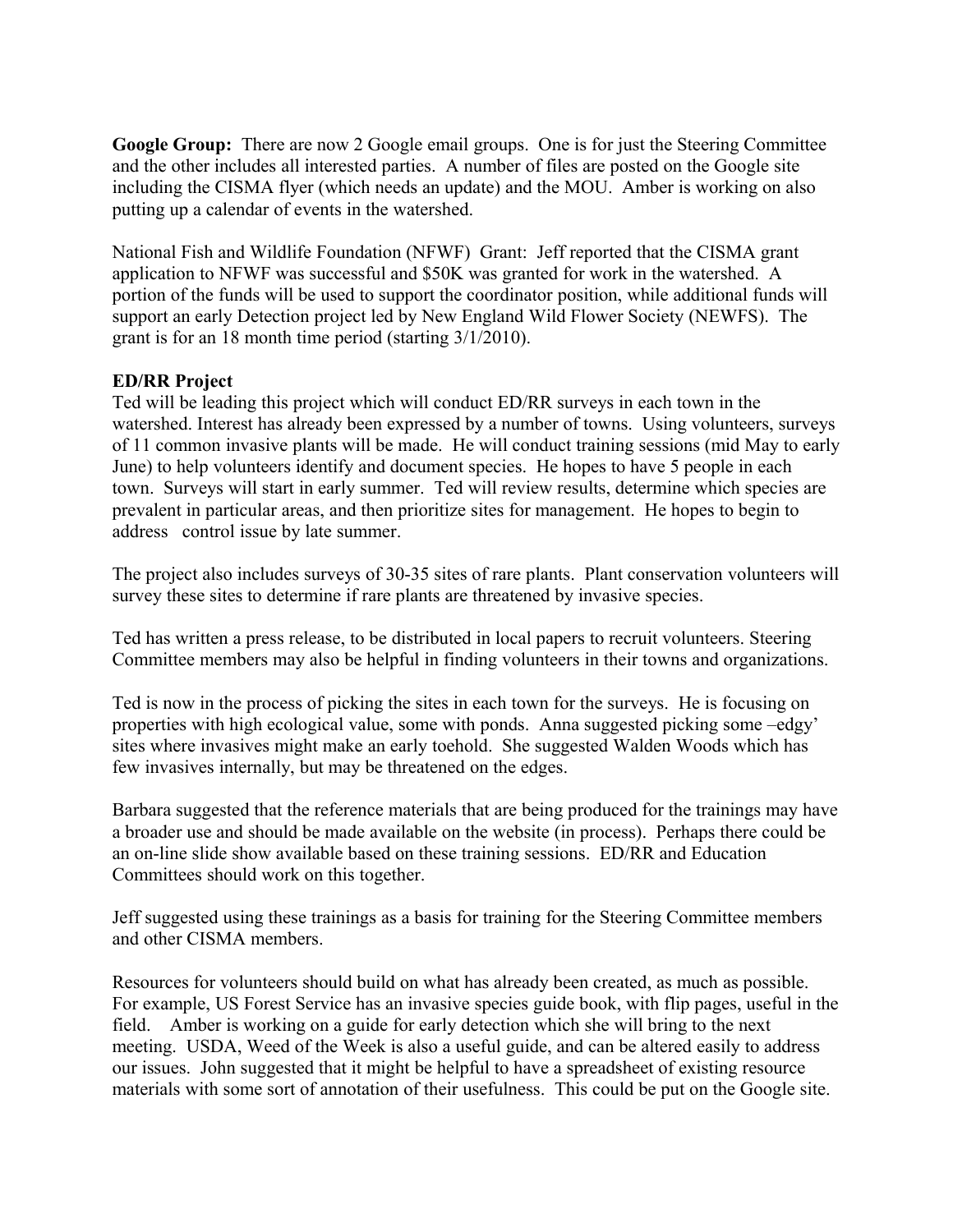**Google Group:** There are now 2 Google email groups. One is for just the Steering Committee and the other includes all interested parties. A number of files are posted on the Google site including the CISMA flyer (which needs an update) and the MOU. Amber is working on also putting up a calendar of events in the watershed.

National Fish and Wildlife Foundation (NFWF) Grant: Jeff reported that the CISMA grant application to NFWF was successful and $50K was granted for work in the watershed. A portion of the funds will be used to support the coordinator position, while additional funds will support an early Detection project led by New England Wild Flower Society (NEWFS). The grant is for an 18 month time period (starting 3/1/2010).

**ED/RR Project**

Ted will be leading this project which will conduct ED/RR surveys in each town in the watershed. Interest has already been expressed by a number of towns. Using volunteers, surveys of 11 common invasive plants will be made. He will conduct training sessions (mid May to early June) to help volunteers identify and document species. He hopes to have 5 people in each town. Surveys will start in early summer. Ted will review results, determine which species are prevalent in particular areas, and then prioritize sites for management. He hopes to begin to address control issue by late summer.

The project also includes surveys of 30-35 sites of rare plants. Plant conservation volunteers will survey these sites to determine if rare plants are threatened by invasive species.

Ted has written a press release, to be distributed in local papers to recruit volunteers. Steering Committee members may also be helpful in finding volunteers in their towns and organizations.

Ted is now in the process of picking the sites in each town for the surveys. He is focusing on properties with high ecological value, some with ponds. Anna suggested picking some –edgy' sites where invasives might make an early toehold. She suggested Walden Woods which has few invasives internally, but may be threatened on the edges.

Barbara suggested that the reference materials that are being produced for the trainings may have a broader use and should be made available on the website (in process). Perhaps there could be an on-line slide show available based on these training sessions. ED/RR and Education Committees should work on this together.

Jeff suggested using these trainings as a basis for training for the Steering Committee members and other CISMA members.

Resources for volunteers should build on what has already been created, as much as possible. For example, US Forest Service has an invasive species guide book, with flip pages, useful in the field. Amber is working on a guide for early detection which she will bring to the next meeting. USDA, Weed of the Week is also a useful guide, and can be altered easily to address our issues. John suggested that it might be helpful to have a spreadsheet of existing resource materials with some sort of annotation of their usefulness. This could be put on the Google site.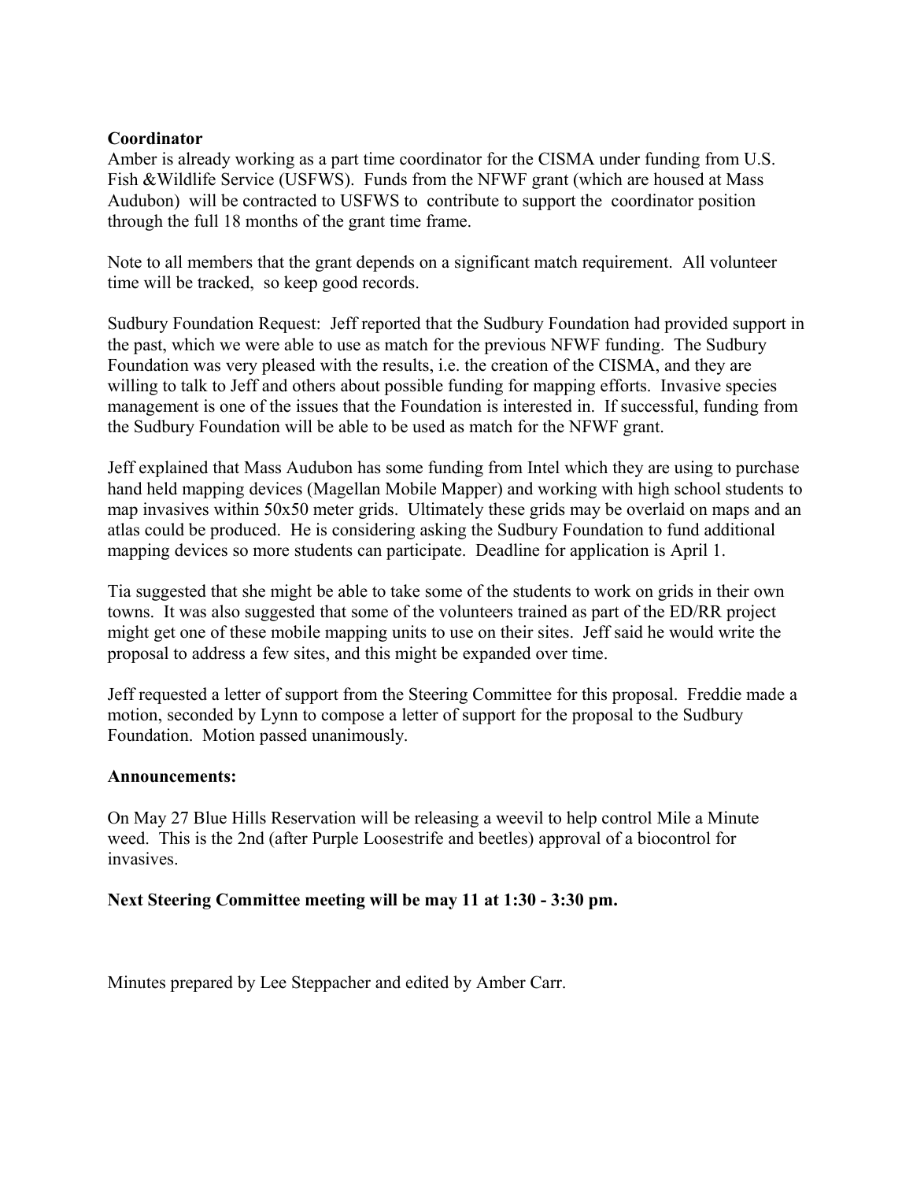**Coordinator**

Amber is already working as a part time coordinator for the CISMA under funding from U.S. Fish &Wildlife Service (USFWS). Funds from the NFWF grant (which are housed at Mass Audubon) will be contracted to USFWS to contribute to support the coordinator position through the full 18 months of the grant time frame.

Note to all members that the grant depends on a significant match requirement. All volunteer time will be tracked, so keep good records.

Sudbury Foundation Request: Jeff reported that the Sudbury Foundation had provided support in the past, which we were able to use as match for the previous NFWF funding. The Sudbury Foundation was very pleased with the results, i.e. the creation of the CISMA, and they are willing to talk to Jeff and others about possible funding for mapping efforts. Invasive species management is one of the issues that the Foundation is interested in. If successful, funding from the Sudbury Foundation will be able to be used as match for the NFWF grant.

Jeff explained that Mass Audubon has some funding from Intel which they are using to purchase hand held mapping devices (Magellan Mobile Mapper) and working with high school students to map invasives within 50x50 meter grids. Ultimately these grids may be overlaid on maps and an atlas could be produced. He is considering asking the Sudbury Foundation to fund additional mapping devices so more students can participate. Deadline for application is April 1.

Tia suggested that she might be able to take some of the students to work on grids in their own towns. It was also suggested that some of the volunteers trained as part of the ED/RR project might get one of these mobile mapping units to use on their sites. Jeff said he would write the proposal to address a few sites, and this might be expanded over time.

Jeff requested a letter of support from the Steering Committee for this proposal. Freddie made a motion, seconded by Lynn to compose a letter of support for the proposal to the Sudbury Foundation. Motion passed unanimously.

**Announcements:**

On May 27 Blue Hills Reservation will be releasing a weevil to help control Mile a Minute weed. This is the 2nd (after Purple Loosestrife and beetles) approval of a biocontrol for invasives.

**Next Steering Committee meeting will be may 11 at 1:30 - 3:30 pm.**

Minutes prepared by Lee Steppacher and edited by Amber Carr.